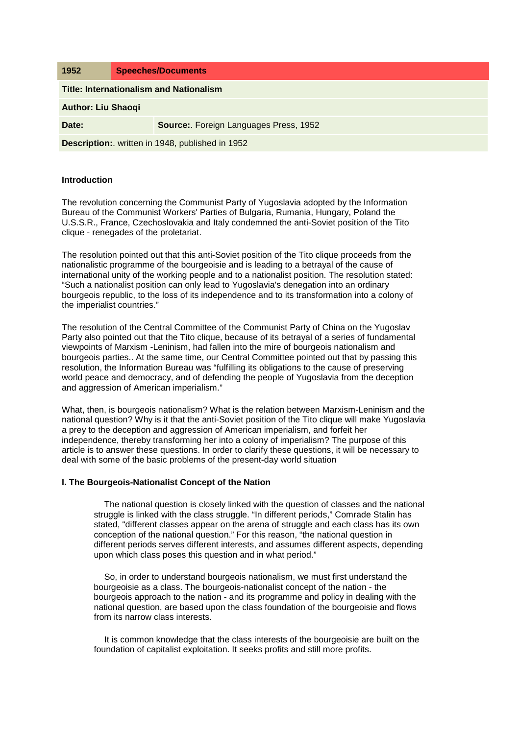| 1952 | Speeches/Documents |
|---|---|
| **Title: Internationalism and Nationalism** | |
| **Author: Liu Shaoqi** | |
| **Date:** | **Source:**. Foreign Languages Press, 1952 |
| **Description:**. written in 1948, published in 1952 | |

### Introduction

The revolution concerning the Communist Party of Yugoslavia adopted by the Information Bureau of the Communist Workers' Parties of Bulgaria, Rumania, Hungary, Poland the U.S.S.R., France, Czechoslovakia and Italy condemned the anti-Soviet position of the Tito clique - renegades of the proletariat.

The resolution pointed out that this anti-Soviet position of the Tito clique proceeds from the nationalistic programme of the bourgeoisie and is leading to a betrayal of the cause of international unity of the working people and to a nationalist position. The resolution stated: "Such a nationalist position can only lead to Yugoslavia's denegation into an ordinary bourgeois republic, to the loss of its independence and to its transformation into a colony of the imperialist countries."

The resolution of the Central Committee of the Communist Party of China on the Yugoslav Party also pointed out that the Tito clique, because of its betrayal of a series of fundamental viewpoints of Marxism -Leninism, had fallen into the mire of bourgeois nationalism and bourgeois parties.. At the same time, our Central Committee pointed out that by passing this resolution, the Information Bureau was "fulfilling its obligations to the cause of preserving world peace and democracy, and of defending the people of Yugoslavia from the deception and aggression of American imperialism."

What, then, is bourgeois nationalism? What is the relation between Marxism-Leninism and the national question? Why is it that the anti-Soviet position of the Tito clique will make Yugoslavia a prey to the deception and aggression of American imperialism, and forfeit her independence, thereby transforming her into a colony of imperialism? The purpose of this article is to answer these questions. In order to clarify these questions, it will be necessary to deal with some of the basic problems of the present-day world situation

### I. The Bourgeois-Nationalist Concept of the Nation

The national question is closely linked with the question of classes and the national struggle is linked with the class struggle. "In different periods," Comrade Stalin has stated, "different classes appear on the arena of struggle and each class has its own conception of the national question." For this reason, "the national question in different periods serves different interests, and assumes different aspects, depending upon which class poses this question and in what period."

So, in order to understand bourgeois nationalism, we must first understand the bourgeoisie as a class. The bourgeois-nationalist concept of the nation - the bourgeois approach to the nation - and its programme and policy in dealing with the national question, are based upon the class foundation of the bourgeoisie and flows from its narrow class interests.

It is common knowledge that the class interests of the bourgeoisie are built on the foundation of capitalist exploitation. It seeks profits and still more profits.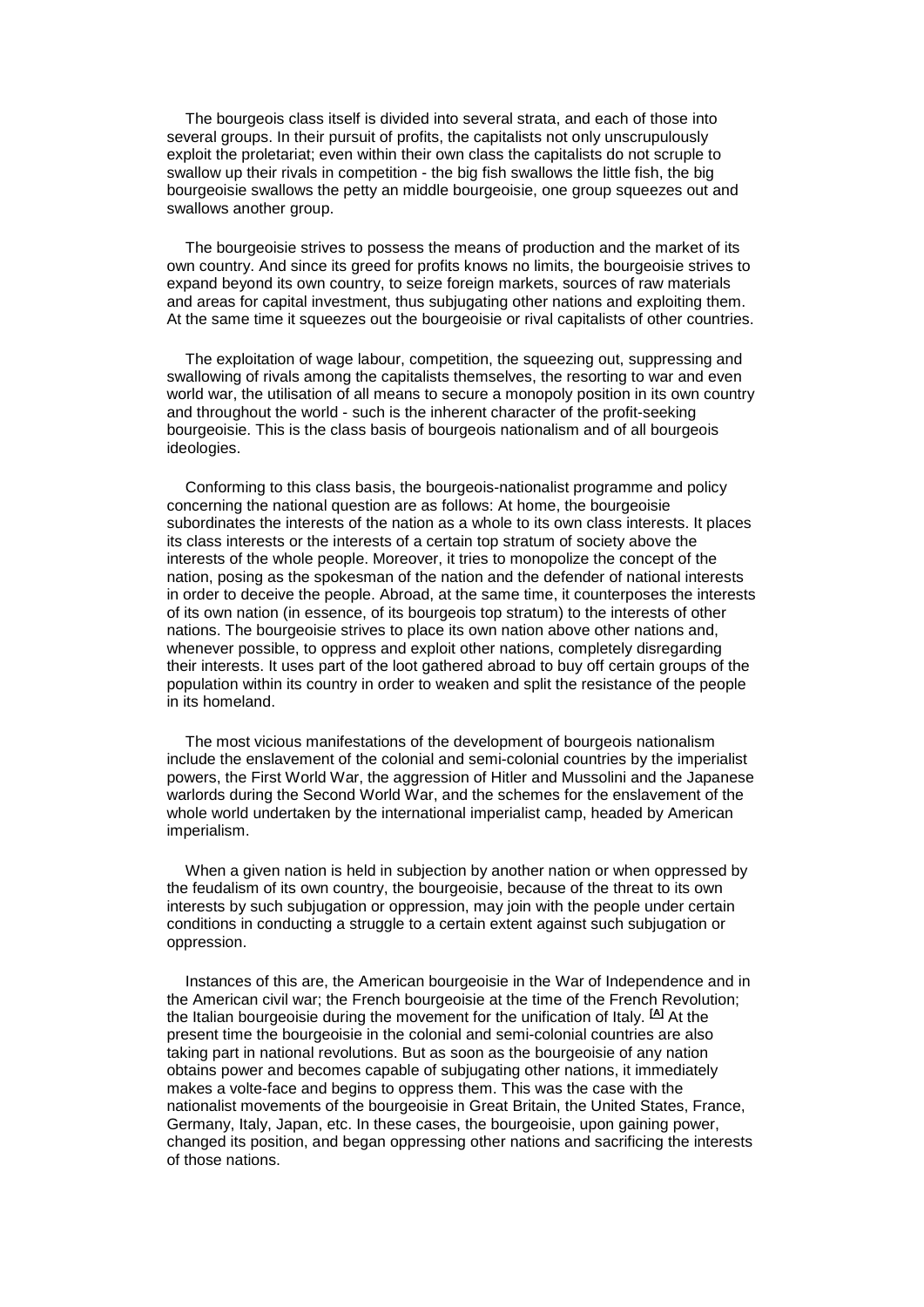The bourgeois class itself is divided into several strata, and each of those into several groups. In their pursuit of profits, the capitalists not only unscrupulously exploit the proletariat; even within their own class the capitalists do not scruple to swallow up their rivals in competition - the big fish swallows the little fish, the big bourgeoisie swallows the petty an middle bourgeoisie, one group squeezes out and swallows another group.

The bourgeoisie strives to possess the means of production and the market of its own country. And since its greed for profits knows no limits, the bourgeoisie strives to expand beyond its own country, to seize foreign markets, sources of raw materials and areas for capital investment, thus subjugating other nations and exploiting them. At the same time it squeezes out the bourgeoisie or rival capitalists of other countries.

The exploitation of wage labour, competition, the squeezing out, suppressing and swallowing of rivals among the capitalists themselves, the resorting to war and even world war, the utilisation of all means to secure a monopoly position in its own country and throughout the world - such is the inherent character of the profit-seeking bourgeoisie. This is the class basis of bourgeois nationalism and of all bourgeois ideologies.

Conforming to this class basis, the bourgeois-nationalist programme and policy concerning the national question are as follows: At home, the bourgeoisie subordinates the interests of the nation as a whole to its own class interests. It places its class interests or the interests of a certain top stratum of society above the interests of the whole people. Moreover, it tries to monopolize the concept of the nation, posing as the spokesman of the nation and the defender of national interests in order to deceive the people. Abroad, at the same time, it counterposes the interests of its own nation (in essence, of its bourgeois top stratum) to the interests of other nations. The bourgeoisie strives to place its own nation above other nations and, whenever possible, to oppress and exploit other nations, completely disregarding their interests. It uses part of the loot gathered abroad to buy off certain groups of the population within its country in order to weaken and split the resistance of the people in its homeland.

The most vicious manifestations of the development of bourgeois nationalism include the enslavement of the colonial and semi-colonial countries by the imperialist powers, the First World War, the aggression of Hitler and Mussolini and the Japanese warlords during the Second World War, and the schemes for the enslavement of the whole world undertaken by the international imperialist camp, headed by American imperialism.

When a given nation is held in subjection by another nation or when oppressed by the feudalism of its own country, the bourgeoisie, because of the threat to its own interests by such subjugation or oppression, may join with the people under certain conditions in conducting a struggle to a certain extent against such subjugation or oppression.

Instances of this are, the American bourgeoisie in the War of Independence and in the American civil war; the French bourgeoisie at the time of the French Revolution; the Italian bourgeoisie during the movement for the unification of Italy. [A] At the present time the bourgeoisie in the colonial and semi-colonial countries are also taking part in national revolutions. But as soon as the bourgeoisie of any nation obtains power and becomes capable of subjugating other nations, it immediately makes a volte-face and begins to oppress them. This was the case with the nationalist movements of the bourgeoisie in Great Britain, the United States, France, Germany, Italy, Japan, etc. In these cases, the bourgeoisie, upon gaining power, changed its position, and began oppressing other nations and sacrificing the interests of those nations.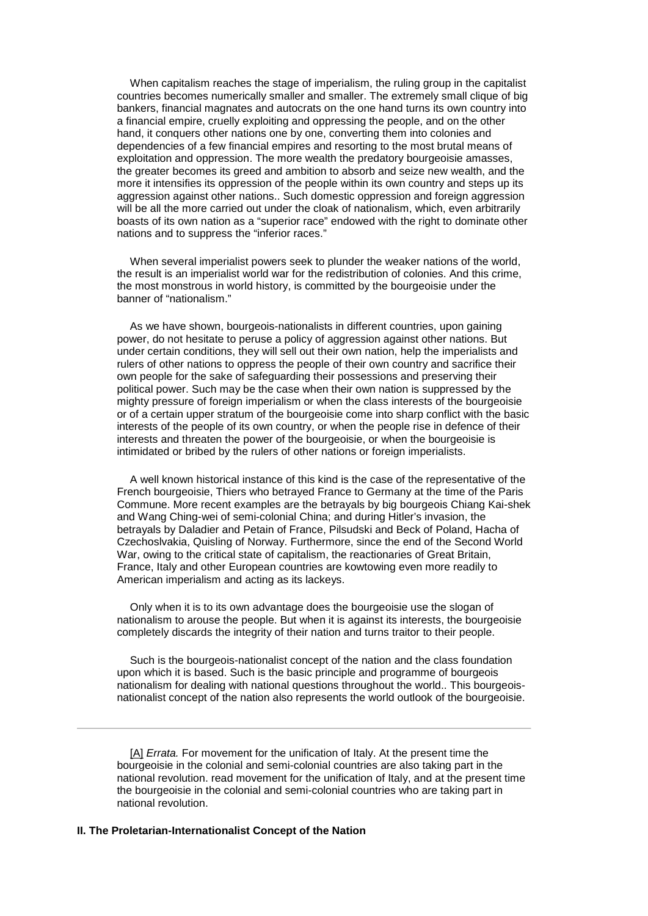When capitalism reaches the stage of imperialism, the ruling group in the capitalist countries becomes numerically smaller and smaller. The extremely small clique of big bankers, financial magnates and autocrats on the one hand turns its own country into a financial empire, cruelly exploiting and oppressing the people, and on the other hand, it conquers other nations one by one, converting them into colonies and dependencies of a few financial empires and resorting to the most brutal means of exploitation and oppression. The more wealth the predatory bourgeoisie amasses, the greater becomes its greed and ambition to absorb and seize new wealth, and the more it intensifies its oppression of the people within its own country and steps up its aggression against other nations.. Such domestic oppression and foreign aggression will be all the more carried out under the cloak of nationalism, which, even arbitrarily boasts of its own nation as a "superior race" endowed with the right to dominate other nations and to suppress the "inferior races."

When several imperialist powers seek to plunder the weaker nations of the world, the result is an imperialist world war for the redistribution of colonies. And this crime, the most monstrous in world history, is committed by the bourgeoisie under the banner of "nationalism."

As we have shown, bourgeois-nationalists in different countries, upon gaining power, do not hesitate to peruse a policy of aggression against other nations. But under certain conditions, they will sell out their own nation, help the imperialists and rulers of other nations to oppress the people of their own country and sacrifice their own people for the sake of safeguarding their possessions and preserving their political power. Such may be the case when their own nation is suppressed by the mighty pressure of foreign imperialism or when the class interests of the bourgeoisie or of a certain upper stratum of the bourgeoisie come into sharp conflict with the basic interests of the people of its own country, or when the people rise in defence of their interests and threaten the power of the bourgeoisie, or when the bourgeoisie is intimidated or bribed by the rulers of other nations or foreign imperialists.

A well known historical instance of this kind is the case of the representative of the French bourgeoisie, Thiers who betrayed France to Germany at the time of the Paris Commune. More recent examples are the betrayals by big bourgeois Chiang Kai-shek and Wang Ching-wei of semi-colonial China; and during Hitler's invasion, the betrayals by Daladier and Petain of France, Pilsudski and Beck of Poland, Hacha of Czechoslvakia, Quisling of Norway. Furthermore, since the end of the Second World War, owing to the critical state of capitalism, the reactionaries of Great Britain, France, Italy and other European countries are kowtowing even more readily to American imperialism and acting as its lackeys.

Only when it is to its own advantage does the bourgeoisie use the slogan of nationalism to arouse the people. But when it is against its interests, the bourgeoisie completely discards the integrity of their nation and turns traitor to their people.

Such is the bourgeois-nationalist concept of the nation and the class foundation upon which it is based. Such is the basic principle and programme of bourgeois nationalism for dealing with national questions throughout the world.. This bourgeois-nationalist concept of the nation also represents the world outlook of the bourgeoisie.

---

[A] *Errata.* For movement for the unification of Italy. At the present time the bourgeoisie in the colonial and semi-colonial countries are also taking part in the national revolution. read movement for the unification of Italy, and at the present time the bourgeoisie in the colonial and semi-colonial countries who are taking part in national revolution.

## II. The Proletarian-Internationalist Concept of the Nation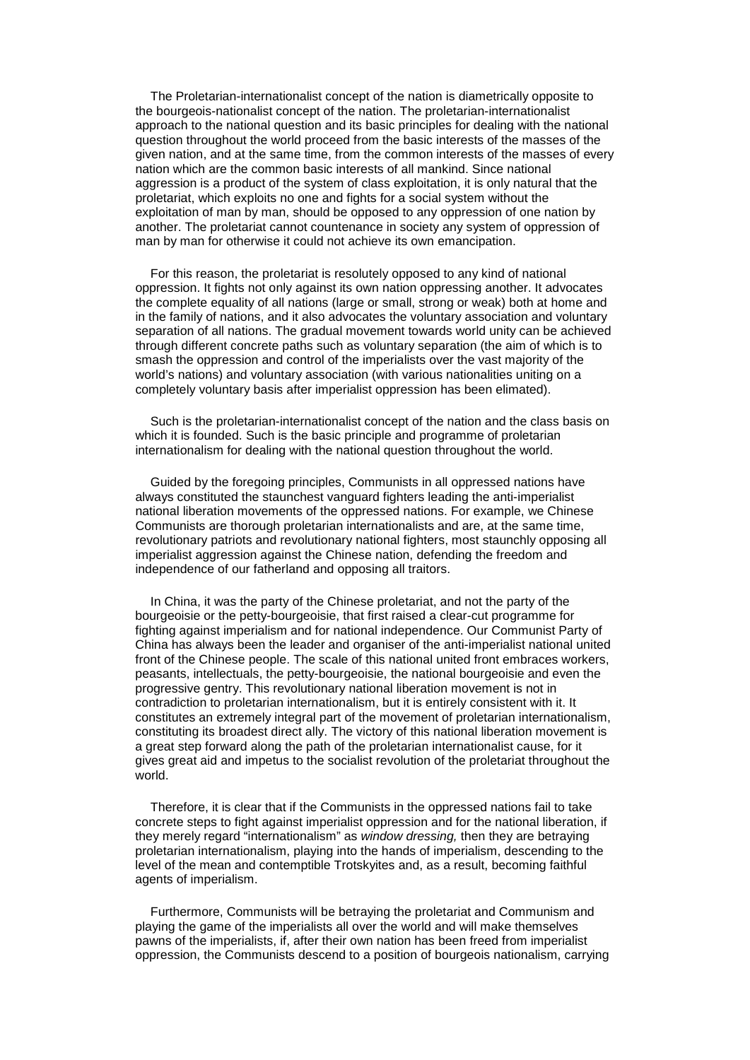The Proletarian-internationalist concept of the nation is diametrically opposite to the bourgeois-nationalist concept of the nation. The proletarian-internationalist approach to the national question and its basic principles for dealing with the national question throughout the world proceed from the basic interests of the masses of the given nation, and at the same time, from the common interests of the masses of every nation which are the common basic interests of all mankind. Since national aggression is a product of the system of class exploitation, it is only natural that the proletariat, which exploits no one and fights for a social system without the exploitation of man by man, should be opposed to any oppression of one nation by another. The proletariat cannot countenance in society any system of oppression of man by man for otherwise it could not achieve its own emancipation.

For this reason, the proletariat is resolutely opposed to any kind of national oppression. It fights not only against its own nation oppressing another. It advocates the complete equality of all nations (large or small, strong or weak) both at home and in the family of nations, and it also advocates the voluntary association and voluntary separation of all nations. The gradual movement towards world unity can be achieved through different concrete paths such as voluntary separation (the aim of which is to smash the oppression and control of the imperialists over the vast majority of the world's nations) and voluntary association (with various nationalities uniting on a completely voluntary basis after imperialist oppression has been elimated).

Such is the proletarian-internationalist concept of the nation and the class basis on which it is founded. Such is the basic principle and programme of proletarian internationalism for dealing with the national question throughout the world.

Guided by the foregoing principles, Communists in all oppressed nations have always constituted the staunchest vanguard fighters leading the anti-imperialist national liberation movements of the oppressed nations. For example, we Chinese Communists are thorough proletarian internationalists and are, at the same time, revolutionary patriots and revolutionary national fighters, most staunchly opposing all imperialist aggression against the Chinese nation, defending the freedom and independence of our fatherland and opposing all traitors.

In China, it was the party of the Chinese proletariat, and not the party of the bourgeoisie or the petty-bourgeoisie, that first raised a clear-cut programme for fighting against imperialism and for national independence. Our Communist Party of China has always been the leader and organiser of the anti-imperialist national united front of the Chinese people. The scale of this national united front embraces workers, peasants, intellectuals, the petty-bourgeoisie, the national bourgeoisie and even the progressive gentry. This revolutionary national liberation movement is not in contradiction to proletarian internationalism, but it is entirely consistent with it. It constitutes an extremely integral part of the movement of proletarian internationalism, constituting its broadest direct ally. The victory of this national liberation movement is a great step forward along the path of the proletarian internationalist cause, for it gives great aid and impetus to the socialist revolution of the proletariat throughout the world.

Therefore, it is clear that if the Communists in the oppressed nations fail to take concrete steps to fight against imperialist oppression and for the national liberation, if they merely regard "internationalism" as *window dressing,* then they are betraying proletarian internationalism, playing into the hands of imperialism, descending to the level of the mean and contemptible Trotskyites and, as a result, becoming faithful agents of imperialism.

Furthermore, Communists will be betraying the proletariat and Communism and playing the game of the imperialists all over the world and will make themselves pawns of the imperialists, if, after their own nation has been freed from imperialist oppression, the Communists descend to a position of bourgeois nationalism, carrying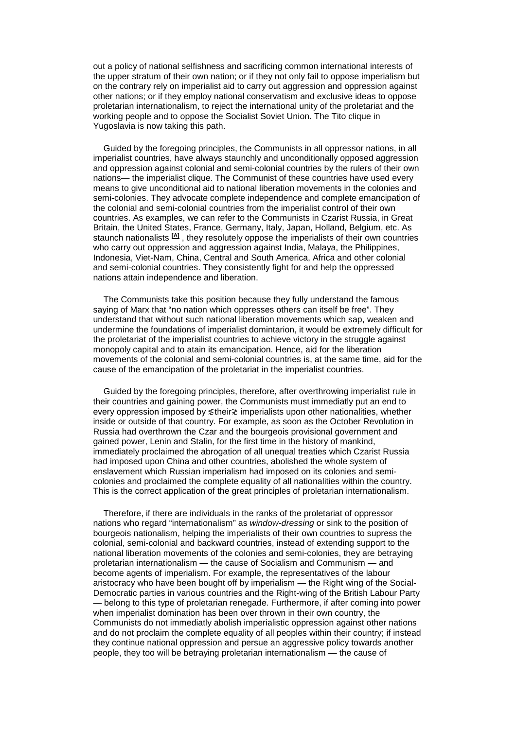out a policy of national selfishness and sacrificing common international interests of the upper stratum of their own nation; or if they not only fail to oppose imperialism but on the contrary rely on imperialist aid to carry out aggression and oppression against other nations; or if they employ national conservatism and exclusive ideas to oppose proletarian internationalism, to reject the international unity of the proletariat and the working people and to oppose the Socialist Soviet Union. The Tito clique in Yugoslavia is now taking this path.

Guided by the foregoing principles, the Communists in all oppressor nations, in all imperialist countries, have always staunchly and unconditionally opposed aggression and oppression against colonial and semi-colonial countries by the rulers of their own nations— the imperialist clique. The Communist of these countries have used every means to give unconditional aid to national liberation movements in the colonies and semi-colonies. They advocate complete independence and complete emancipation of the colonial and semi-colonial countries from the imperialist control of their own countries. As examples, we can refer to the Communists in Czarist Russia, in Great Britain, the United States, France, Germany, Italy, Japan, Holland, Belgium, etc. As staunch nationalists [A] , they resolutely oppose the imperialists of their own countries who carry out oppression and aggression against India, Malaya, the Philippines, Indonesia, Viet-Nam, China, Central and South America, Africa and other colonial and semi-colonial countries. They consistently fight for and help the oppressed nations attain independence and liberation.

The Communists take this position because they fully understand the famous saying of Marx that "no nation which oppresses others can itself be free". They understand that without such national liberation movements which sap, weaken and undermine the foundations of imperialist domintarion, it would be extremely difficult for the proletariat of the imperialist countries to achieve victory in the struggle against monopoly capital and to atain its emancipation. Hence, aid for the liberation movements of the colonial and semi-colonial countries is, at the same time, aid for the cause of the emancipation of the proletariat in the imperialist countries.

Guided by the foregoing principles, therefore, after overthrowing imperialist rule in their countries and gaining power, the Communists must immediatly put an end to every oppression imposed by ≮their≯ imperialists upon other nationalities, whether inside or outside of that country. For example, as soon as the October Revolution in Russia had overthrown the Czar and the bourgeois provisional government and gained power, Lenin and Stalin, for the first time in the history of mankind, immediately proclaimed the abrogation of all unequal treaties which Czarist Russia had imposed upon China and other countries, abolished the whole system of enslavement which Russian imperialism had imposed on its colonies and semi-colonies and proclaimed the complete equality of all nationalities within the country. This is the correct application of the great principles of proletarian internationalism.

Therefore, if there are individuals in the ranks of the proletariat of oppressor nations who regard "internationalism" as *window-dressing* or sink to the position of bourgeois nationalism, helping the imperialists of their own countries to supress the colonial, semi-colonial and backward countries, instead of extending support to the national liberation movements of the colonies and semi-colonies, they are betraying proletarian internationalism — the cause of Socialism and Communism — and become agents of imperialism. For example, the representatives of the labour aristocracy who have been bought off by imperialism — the Right wing of the Social-Democratic parties in various countries and the Right-wing of the British Labour Party — belong to this type of proletarian renegade. Furthermore, if after coming into power when imperialist domination has been over thrown in their own country, the Communists do not immediatly abolish imperialistic oppression against other nations and do not proclaim the complete equality of all peoples within their country; if instead they continue national oppression and persue an aggressive policy towards another people, they too will be betraying proletarian internationalism — the cause of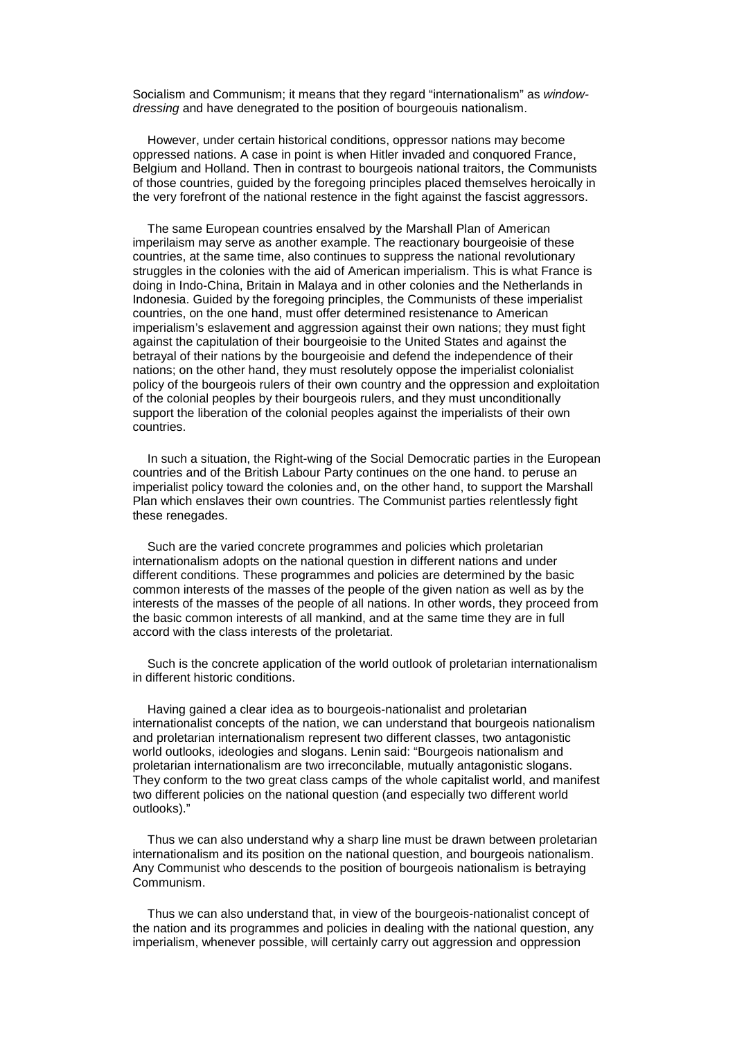Socialism and Communism; it means that they regard "internationalism" as *window-dressing* and have denegrated to the position of bourgeouis nationalism.

However, under certain historical conditions, oppressor nations may become oppressed nations. A case in point is when Hitler invaded and conquored France, Belgium and Holland. Then in contrast to bourgeois national traitors, the Communists of those countries, guided by the foregoing principles placed themselves heroically in the very forefront of the national restence in the fight against the fascist aggressors.

The same European countries ensalved by the Marshall Plan of American imperilaism may serve as another example. The reactionary bourgeoisie of these countries, at the same time, also continues to suppress the national revolutionary struggles in the colonies with the aid of American imperialism. This is what France is doing in Indo-China, Britain in Malaya and in other colonies and the Netherlands in Indonesia. Guided by the foregoing principles, the Communists of these imperialist countries, on the one hand, must offer determined resistenance to American imperialism's eslavement and aggression against their own nations; they must fight against the capitulation of their bourgeoisie to the United States and against the betrayal of their nations by the bourgeoisie and defend the independence of their nations; on the other hand, they must resolutely oppose the imperialist colonialist policy of the bourgeois rulers of their own country and the oppression and exploitation of the colonial peoples by their bourgeois rulers, and they must unconditionally support the liberation of the colonial peoples against the imperialists of their own countries.

In such a situation, the Right-wing of the Social Democratic parties in the European countries and of the British Labour Party continues on the one hand. to peruse an imperialist policy toward the colonies and, on the other hand, to support the Marshall Plan which enslaves their own countries. The Communist parties relentlessly fight these renegades.

Such are the varied concrete programmes and policies which proletarian internationalism adopts on the national question in different nations and under different conditions. These programmes and policies are determined by the basic common interests of the masses of the people of the given nation as well as by the interests of the masses of the people of all nations. In other words, they proceed from the basic common interests of all mankind, and at the same time they are in full accord with the class interests of the proletariat.

Such is the concrete application of the world outlook of proletarian internationalism in different historic conditions.

Having gained a clear idea as to bourgeois-nationalist and proletarian internationalist concepts of the nation, we can understand that bourgeois nationalism and proletarian internationalism represent two different classes, two antagonistic world outlooks, ideologies and slogans. Lenin said: "Bourgeois nationalism and proletarian internationalism are two irreconcilable, mutually antagonistic slogans. They conform to the two great class camps of the whole capitalist world, and manifest two different policies on the national question (and especially two different world outlooks)."

Thus we can also understand why a sharp line must be drawn between proletarian internationalism and its position on the national question, and bourgeois nationalism. Any Communist who descends to the position of bourgeois nationalism is betraying Communism.

Thus we can also understand that, in view of the bourgeois-nationalist concept of the nation and its programmes and policies in dealing with the national question, any imperialism, whenever possible, will certainly carry out aggression and oppression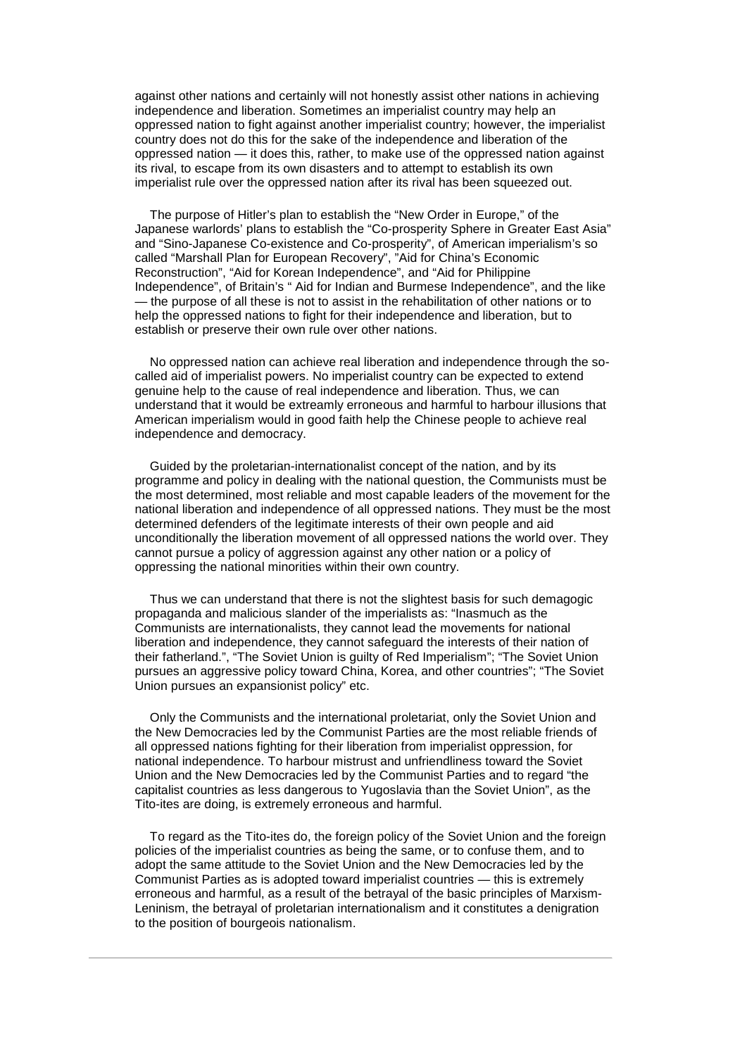against other nations and certainly will not honestly assist other nations in achieving independence and liberation. Sometimes an imperialist country may help an oppressed nation to fight against another imperialist country; however, the imperialist country does not do this for the sake of the independence and liberation of the oppressed nation — it does this, rather, to make use of the oppressed nation against its rival, to escape from its own disasters and to attempt to establish its own imperialist rule over the oppressed nation after its rival has been squeezed out.

The purpose of Hitler's plan to establish the "New Order in Europe," of the Japanese warlords' plans to establish the "Co-prosperity Sphere in Greater East Asia" and "Sino-Japanese Co-existence and Co-prosperity", of American imperialism's so called "Marshall Plan for European Recovery", "Aid for China's Economic Reconstruction", "Aid for Korean Independence", and "Aid for Philippine Independence", of Britain's " Aid for Indian and Burmese Independence", and the like — the purpose of all these is not to assist in the rehabilitation of other nations or to help the oppressed nations to fight for their independence and liberation, but to establish or preserve their own rule over other nations.

No oppressed nation can achieve real liberation and independence through the so-called aid of imperialist powers. No imperialist country can be expected to extend genuine help to the cause of real independence and liberation. Thus, we can understand that it would be extreamly erroneous and harmful to harbour illusions that American imperialism would in good faith help the Chinese people to achieve real independence and democracy.

Guided by the proletarian-internationalist concept of the nation, and by its programme and policy in dealing with the national question, the Communists must be the most determined, most reliable and most capable leaders of the movement for the national liberation and independence of all oppressed nations. They must be the most determined defenders of the legitimate interests of their own people and aid unconditionally the liberation movement of all oppressed nations the world over. They cannot pursue a policy of aggression against any other nation or a policy of oppressing the national minorities within their own country.

Thus we can understand that there is not the slightest basis for such demagogic propaganda and malicious slander of the imperialists as: "Inasmuch as the Communists are internationalists, they cannot lead the movements for national liberation and independence, they cannot safeguard the interests of their nation of their fatherland.", "The Soviet Union is guilty of Red Imperialism"; "The Soviet Union pursues an aggressive policy toward China, Korea, and other countries"; "The Soviet Union pursues an expansionist policy" etc.

Only the Communists and the international proletariat, only the Soviet Union and the New Democracies led by the Communist Parties are the most reliable friends of all oppressed nations fighting for their liberation from imperialist oppression, for national independence. To harbour mistrust and unfriendliness toward the Soviet Union and the New Democracies led by the Communist Parties and to regard "the capitalist countries as less dangerous to Yugoslavia than the Soviet Union", as the Tito-ites are doing, is extremely erroneous and harmful.

To regard as the Tito-ites do, the foreign policy of the Soviet Union and the foreign policies of the imperialist countries as being the same, or to confuse them, and to adopt the same attitude to the Soviet Union and the New Democracies led by the Communist Parties as is adopted toward imperialist countries — this is extremely erroneous and harmful, as a result of the betrayal of the basic principles of Marxism-Leninism, the betrayal of proletarian internationalism and it constitutes a denigration to the position of bourgeois nationalism.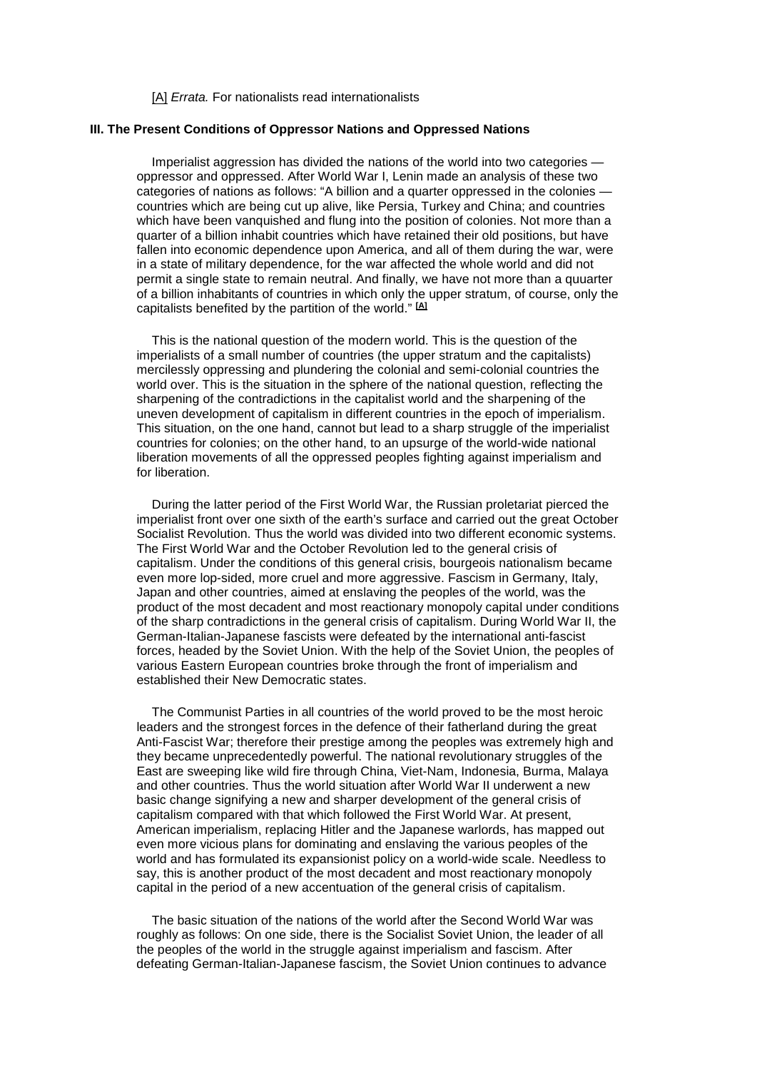[A] *Errata.* For nationalists read internationalists

### III. The Present Conditions of Oppressor Nations and Oppressed Nations

Imperialist aggression has divided the nations of the world into two categories — oppressor and oppressed. After World War I, Lenin made an analysis of these two categories of nations as follows: "A billion and a quarter oppressed in the colonies — countries which are being cut up alive, like Persia, Turkey and China; and countries which have been vanquished and flung into the position of colonies. Not more than a quarter of a billion inhabit countries which have retained their old positions, but have fallen into economic dependence upon America, and all of them during the war, were in a state of military dependence, for the war affected the whole world and did not permit a single state to remain neutral. And finally, we have not more than a quuarter of a billion inhabitants of countries in which only the upper stratum, of course, only the capitalists benefited by the partition of the world." [A]

This is the national question of the modern world. This is the question of the imperialists of a small number of countries (the upper stratum and the capitalists) mercilessly oppressing and plundering the colonial and semi-colonial countries the world over. This is the situation in the sphere of the national question, reflecting the sharpening of the contradictions in the capitalist world and the sharpening of the uneven development of capitalism in different countries in the epoch of imperialism. This situation, on the one hand, cannot but lead to a sharp struggle of the imperialist countries for colonies; on the other hand, to an upsurge of the world-wide national liberation movements of all the oppressed peoples fighting against imperialism and for liberation.

During the latter period of the First World War, the Russian proletariat pierced the imperialist front over one sixth of the earth's surface and carried out the great October Socialist Revolution. Thus the world was divided into two different economic systems. The First World War and the October Revolution led to the general crisis of capitalism. Under the conditions of this general crisis, bourgeois nationalism became even more lop-sided, more cruel and more aggressive. Fascism in Germany, Italy, Japan and other countries, aimed at enslaving the peoples of the world, was the product of the most decadent and most reactionary monopoly capital under conditions of the sharp contradictions in the general crisis of capitalism. During World War II, the German-Italian-Japanese fascists were defeated by the international anti-fascist forces, headed by the Soviet Union. With the help of the Soviet Union, the peoples of various Eastern European countries broke through the front of imperialism and established their New Democratic states.

The Communist Parties in all countries of the world proved to be the most heroic leaders and the strongest forces in the defence of their fatherland during the great Anti-Fascist War; therefore their prestige among the peoples was extremely high and they became unprecedentedly powerful. The national revolutionary struggles of the East are sweeping like wild fire through China, Viet-Nam, Indonesia, Burma, Malaya and other countries. Thus the world situation after World War II underwent a new basic change signifying a new and sharper development of the general crisis of capitalism compared with that which followed the First World War. At present, American imperialism, replacing Hitler and the Japanese warlords, has mapped out even more vicious plans for dominating and enslaving the various peoples of the world and has formulated its expansionist policy on a world-wide scale. Needless to say, this is another product of the most decadent and most reactionary monopoly capital in the period of a new accentuation of the general crisis of capitalism.

The basic situation of the nations of the world after the Second World War was roughly as follows: On one side, there is the Socialist Soviet Union, the leader of all the peoples of the world in the struggle against imperialism and fascism. After defeating German-Italian-Japanese fascism, the Soviet Union continues to advance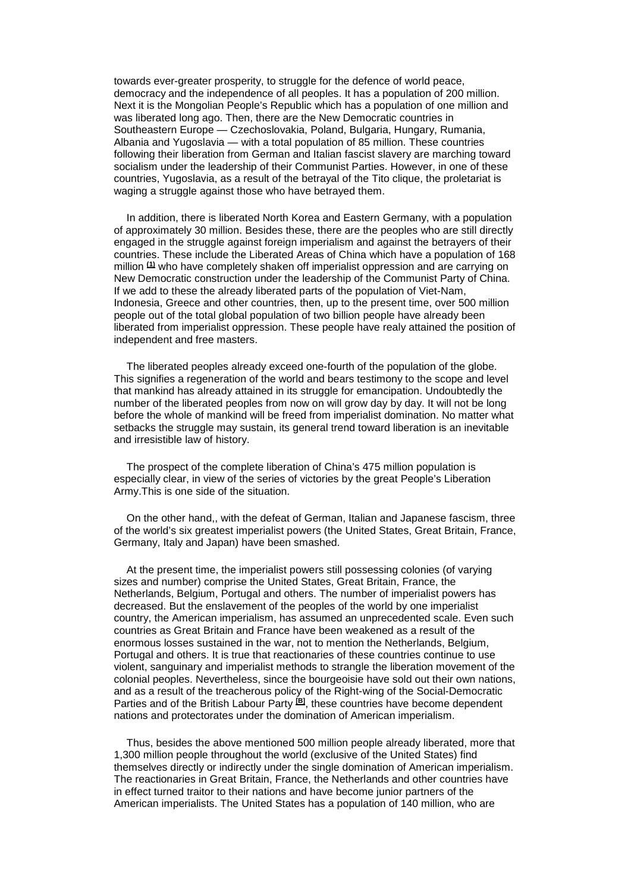towards ever-greater prosperity, to struggle for the defence of world peace, democracy and the independence of all peoples. It has a population of 200 million. Next it is the Mongolian People's Republic which has a population of one million and was liberated long ago. Then, there are the New Democratic countries in Southeastern Europe — Czechoslovakia, Poland, Bulgaria, Hungary, Rumania, Albania and Yugoslavia — with a total population of 85 million. These countries following their liberation from German and Italian fascist slavery are marching toward socialism under the leadership of their Communist Parties. However, in one of these countries, Yugoslavia, as a result of the betrayal of the Tito clique, the proletariat is waging a struggle against those who have betrayed them.

In addition, there is liberated North Korea and Eastern Germany, with a population of approximately 30 million. Besides these, there are the peoples who are still directly engaged in the struggle against foreign imperialism and against the betrayers of their countries. These include the Liberated Areas of China which have a population of 168 million [1] who have completely shaken off imperialist oppression and are carrying on New Democratic construction under the leadership of the Communist Party of China. If we add to these the already liberated parts of the population of Viet-Nam, Indonesia, Greece and other countries, then, up to the present time, over 500 million people out of the total global population of two billion people have already been liberated from imperialist oppression. These people have realy attained the position of independent and free masters.

The liberated peoples already exceed one-fourth of the population of the globe. This signifies a regeneration of the world and bears testimony to the scope and level that mankind has already attained in its struggle for emancipation. Undoubtedly the number of the liberated peoples from now on will grow day by day. It will not be long before the whole of mankind will be freed from imperialist domination. No matter what setbacks the struggle may sustain, its general trend toward liberation is an inevitable and irresistible law of history.

The prospect of the complete liberation of China's 475 million population is especially clear, in view of the series of victories by the great People's Liberation Army.This is one side of the situation.

On the other hand,, with the defeat of German, Italian and Japanese fascism, three of the world's six greatest imperialist powers (the United States, Great Britain, France, Germany, Italy and Japan) have been smashed.

At the present time, the imperialist powers still possessing colonies (of varying sizes and number) comprise the United States, Great Britain, France, the Netherlands, Belgium, Portugal and others. The number of imperialist powers has decreased. But the enslavement of the peoples of the world by one imperialist country, the American imperialism, has assumed an unprecedented scale. Even such countries as Great Britain and France have been weakened as a result of the enormous losses sustained in the war, not to mention the Netherlands, Belgium, Portugal and others. It is true that reactionaries of these countries continue to use violent, sanguinary and imperialist methods to strangle the liberation movement of the colonial peoples. Nevertheless, since the bourgeoisie have sold out their own nations, and as a result of the treacherous policy of the Right-wing of the Social-Democratic Parties and of the British Labour Party [B], these countries have become dependent nations and protectorates under the domination of American imperialism.

Thus, besides the above mentioned 500 million people already liberated, more that 1,300 million people throughout the world (exclusive of the United States) find themselves directly or indirectly under the single domination of American imperialism. The reactionaries in Great Britain, France, the Netherlands and other countries have in effect turned traitor to their nations and have become junior partners of the American imperialists. The United States has a population of 140 million, who are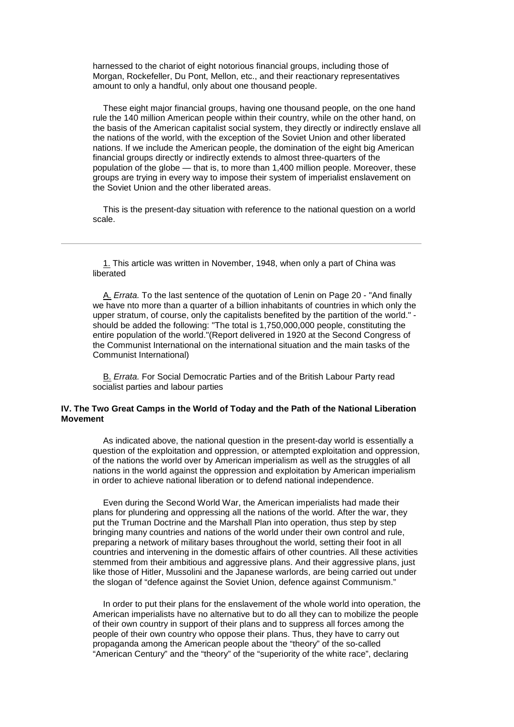harnessed to the chariot of eight notorious financial groups, including those of Morgan, Rockefeller, Du Pont, Mellon, etc., and their reactionary representatives amount to only a handful, only about one thousand people.

These eight major financial groups, having one thousand people, on the one hand rule the 140 million American people within their country, while on the other hand, on the basis of the American capitalist social system, they directly or indirectly enslave all the nations of the world, with the exception of the Soviet Union and other liberated nations. If we include the American people, the domination of the eight big American financial groups directly or indirectly extends to almost three-quarters of the population of the globe — that is, to more than 1,400 million people. Moreover, these groups are trying in every way to impose their system of imperialist enslavement on the Soviet Union and the other liberated areas.

This is the present-day situation with reference to the national question on a world scale.

---

1. This article was written in November, 1948, when only a part of China was liberated

A. *Errata.* To the last sentence of the quotation of Lenin on Page 20 - "And finally we have nto more than a quarter of a billion inhabitants of countries in which only the upper stratum, of course, only the capitalists benefited by the partition of the world." - should be added the following: "The total is 1,750,000,000 people, constituting the entire population of the world."(Report delivered in 1920 at the Second Congress of the Communist International on the international situation and the main tasks of the Communist International)

B. *Errata.* For Social Democratic Parties and of the British Labour Party read socialist parties and labour parties

## IV. The Two Great Camps in the World of Today and the Path of the National Liberation Movement

As indicated above, the national question in the present-day world is essentially a question of the exploitation and oppression, or attempted exploitation and oppression, of the nations the world over by American imperialism as well as the struggles of all nations in the world against the oppression and exploitation by American imperialism in order to achieve national liberation or to defend national independence.

Even during the Second World War, the American imperialists had made their plans for plundering and oppressing all the nations of the world. After the war, they put the Truman Doctrine and the Marshall Plan into operation, thus step by step bringing many countries and nations of the world under their own control and rule, preparing a network of military bases throughout the world, setting their foot in all countries and intervening in the domestic affairs of other countries. All these activities stemmed from their ambitious and aggressive plans. And their aggressive plans, just like those of Hitler, Mussolini and the Japanese warlords, are being carried out under the slogan of "defence against the Soviet Union, defence against Communism."

In order to put their plans for the enslavement of the whole world into operation, the American imperialists have no alternative but to do all they can to mobilize the people of their own country in support of their plans and to suppress all forces among the people of their own country who oppose their plans. Thus, they have to carry out propaganda among the American people about the "theory" of the so-called "American Century" and the "theory" of the "superiority of the white race", declaring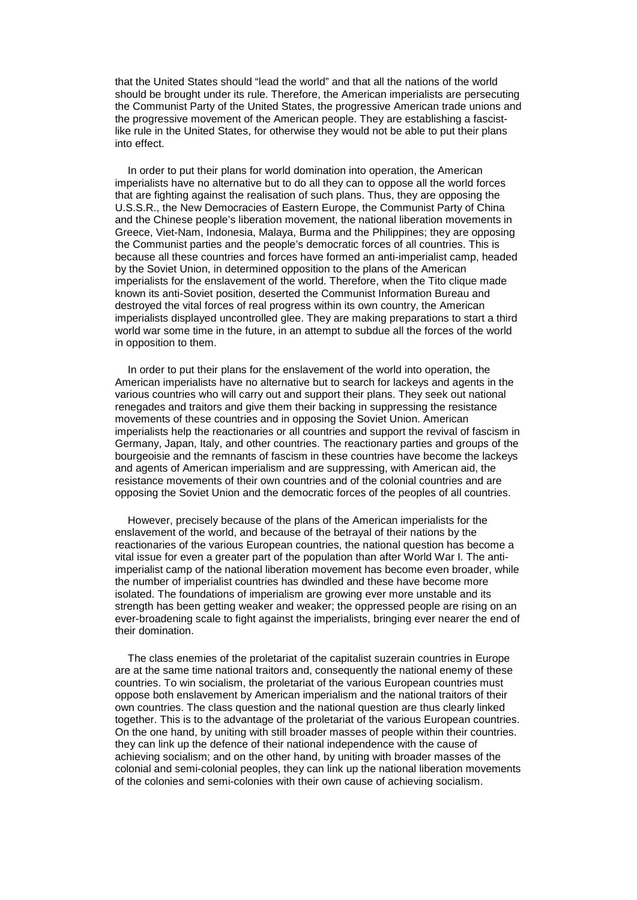that the United States should "lead the world" and that all the nations of the world should be brought under its rule. Therefore, the American imperialists are persecuting the Communist Party of the United States, the progressive American trade unions and the progressive movement of the American people. They are establishing a fascist-like rule in the United States, for otherwise they would not be able to put their plans into effect.

In order to put their plans for world domination into operation, the American imperialists have no alternative but to do all they can to oppose all the world forces that are fighting against the realisation of such plans. Thus, they are opposing the U.S.S.R., the New Democracies of Eastern Europe, the Communist Party of China and the Chinese people's liberation movement, the national liberation movements in Greece, Viet-Nam, Indonesia, Malaya, Burma and the Philippines; they are opposing the Communist parties and the people's democratic forces of all countries. This is because all these countries and forces have formed an anti-imperialist camp, headed by the Soviet Union, in determined opposition to the plans of the American imperialists for the enslavement of the world. Therefore, when the Tito clique made known its anti-Soviet position, deserted the Communist Information Bureau and destroyed the vital forces of real progress within its own country, the American imperialists displayed uncontrolled glee. They are making preparations to start a third world war some time in the future, in an attempt to subdue all the forces of the world in opposition to them.

In order to put their plans for the enslavement of the world into operation, the American imperialists have no alternative but to search for lackeys and agents in the various countries who will carry out and support their plans. They seek out national renegades and traitors and give them their backing in suppressing the resistance movements of these countries and in opposing the Soviet Union. American imperialists help the reactionaries or all countries and support the revival of fascism in Germany, Japan, Italy, and other countries. The reactionary parties and groups of the bourgeoisie and the remnants of fascism in these countries have become the lackeys and agents of American imperialism and are suppressing, with American aid, the resistance movements of their own countries and of the colonial countries and are opposing the Soviet Union and the democratic forces of the peoples of all countries.

However, precisely because of the plans of the American imperialists for the enslavement of the world, and because of the betrayal of their nations by the reactionaries of the various European countries, the national question has become a vital issue for even a greater part of the population than after World War I. The anti-imperialist camp of the national liberation movement has become even broader, while the number of imperialist countries has dwindled and these have become more isolated. The foundations of imperialism are growing ever more unstable and its strength has been getting weaker and weaker; the oppressed people are rising on an ever-broadening scale to fight against the imperialists, bringing ever nearer the end of their domination.

The class enemies of the proletariat of the capitalist suzerain countries in Europe are at the same time national traitors and, consequently the national enemy of these countries. To win socialism, the proletariat of the various European countries must oppose both enslavement by American imperialism and the national traitors of their own countries. The class question and the national question are thus clearly linked together. This is to the advantage of the proletariat of the various European countries. On the one hand, by uniting with still broader masses of people within their countries. they can link up the defence of their national independence with the cause of achieving socialism; and on the other hand, by uniting with broader masses of the colonial and semi-colonial peoples, they can link up the national liberation movements of the colonies and semi-colonies with their own cause of achieving socialism.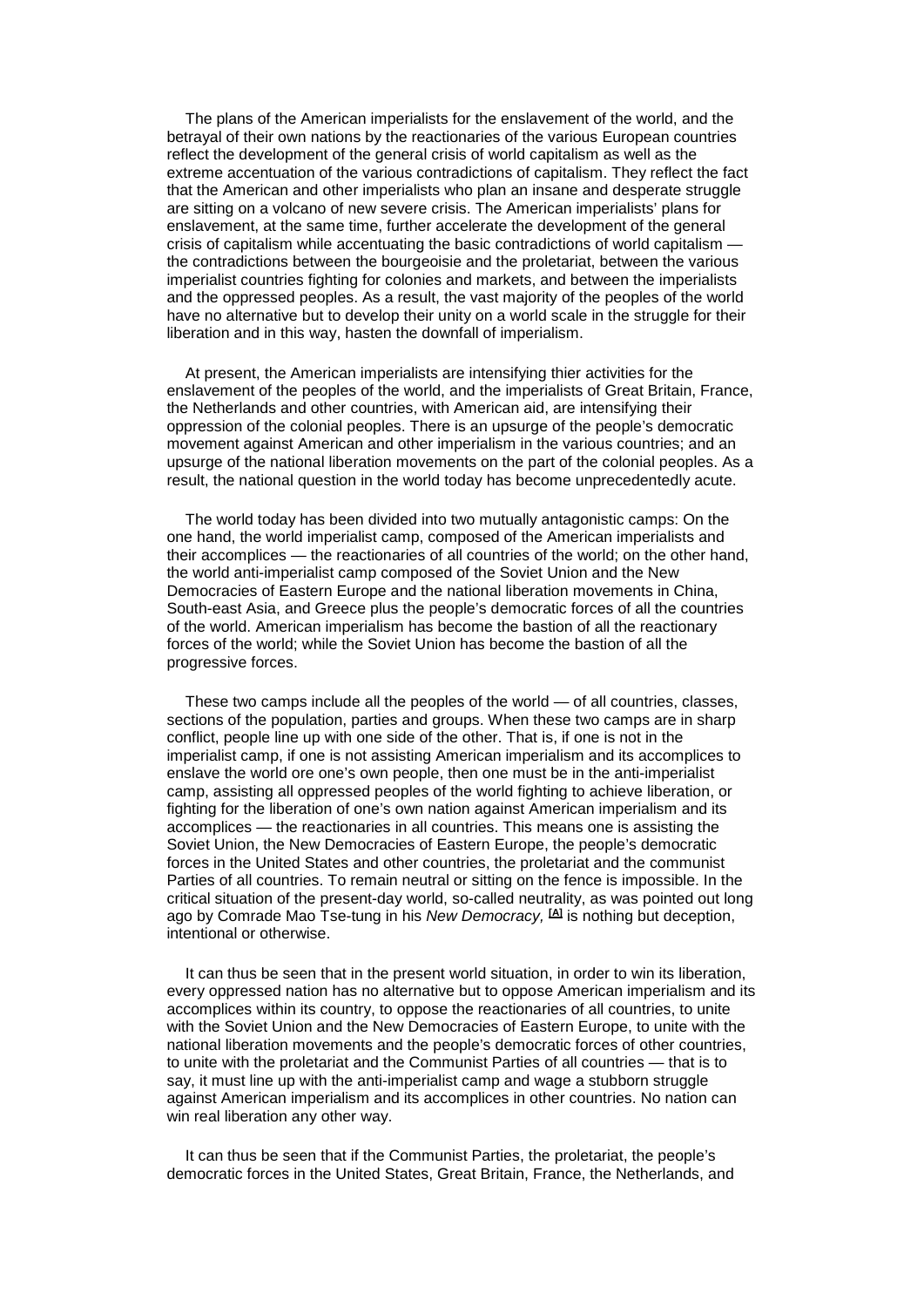The plans of the American imperialists for the enslavement of the world, and the betrayal of their own nations by the reactionaries of the various European countries reflect the development of the general crisis of world capitalism as well as the extreme accentuation of the various contradictions of capitalism. They reflect the fact that the American and other imperialists who plan an insane and desperate struggle are sitting on a volcano of new severe crisis. The American imperialists' plans for enslavement, at the same time, further accelerate the development of the general crisis of capitalism while accentuating the basic contradictions of world capitalism — the contradictions between the bourgeoisie and the proletariat, between the various imperialist countries fighting for colonies and markets, and between the imperialists and the oppressed peoples. As a result, the vast majority of the peoples of the world have no alternative but to develop their unity on a world scale in the struggle for their liberation and in this way, hasten the downfall of imperialism.

At present, the American imperialists are intensifying thier activities for the enslavement of the peoples of the world, and the imperialists of Great Britain, France, the Netherlands and other countries, with American aid, are intensifying their oppression of the colonial peoples. There is an upsurge of the people's democratic movement against American and other imperialism in the various countries; and an upsurge of the national liberation movements on the part of the colonial peoples. As a result, the national question in the world today has become unprecedentedly acute.

The world today has been divided into two mutually antagonistic camps: On the one hand, the world imperialist camp, composed of the American imperialists and their accomplices — the reactionaries of all countries of the world; on the other hand, the world anti-imperialist camp composed of the Soviet Union and the New Democracies of Eastern Europe and the national liberation movements in China, South-east Asia, and Greece plus the people's democratic forces of all the countries of the world. American imperialism has become the bastion of all the reactionary forces of the world; while the Soviet Union has become the bastion of all the progressive forces.

These two camps include all the peoples of the world — of all countries, classes, sections of the population, parties and groups. When these two camps are in sharp conflict, people line up with one side of the other. That is, if one is not in the imperialist camp, if one is not assisting American imperialism and its accomplices to enslave the world ore one's own people, then one must be in the anti-imperialist camp, assisting all oppressed peoples of the world fighting to achieve liberation, or fighting for the liberation of one's own nation against American imperialism and its accomplices — the reactionaries in all countries. This means one is assisting the Soviet Union, the New Democracies of Eastern Europe, the people's democratic forces in the United States and other countries, the proletariat and the communist Parties of all countries. To remain neutral or sitting on the fence is impossible. In the critical situation of the present-day world, so-called neutrality, as was pointed out long ago by Comrade Mao Tse-tung in his *New Democracy,* [A] is nothing but deception, intentional or otherwise.

It can thus be seen that in the present world situation, in order to win its liberation, every oppressed nation has no alternative but to oppose American imperialism and its accomplices within its country, to oppose the reactionaries of all countries, to unite with the Soviet Union and the New Democracies of Eastern Europe, to unite with the national liberation movements and the people's democratic forces of other countries, to unite with the proletariat and the Communist Parties of all countries — that is to say, it must line up with the anti-imperialist camp and wage a stubborn struggle against American imperialism and its accomplices in other countries. No nation can win real liberation any other way.

It can thus be seen that if the Communist Parties, the proletariat, the people's democratic forces in the United States, Great Britain, France, the Netherlands, and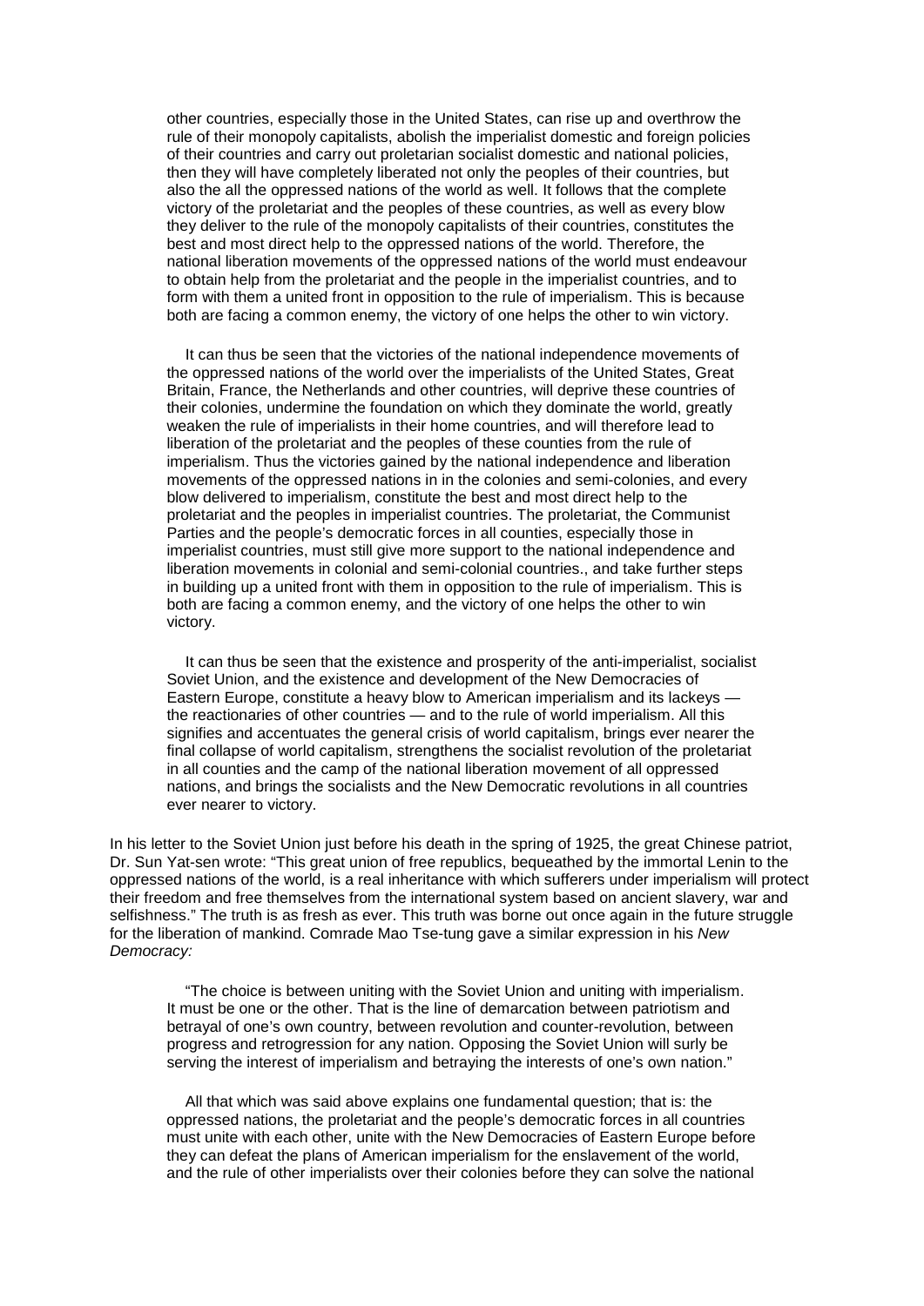other countries, especially those in the United States, can rise up and overthrow the rule of their monopoly capitalists, abolish the imperialist domestic and foreign policies of their countries and carry out proletarian socialist domestic and national policies, then they will have completely liberated not only the peoples of their countries, but also the all the oppressed nations of the world as well. It follows that the complete victory of the proletariat and the peoples of these countries, as well as every blow they deliver to the rule of the monopoly capitalists of their countries, constitutes the best and most direct help to the oppressed nations of the world. Therefore, the national liberation movements of the oppressed nations of the world must endeavour to obtain help from the proletariat and the people in the imperialist countries, and to form with them a united front in opposition to the rule of imperialism. This is because both are facing a common enemy, the victory of one helps the other to win victory.

It can thus be seen that the victories of the national independence movements of the oppressed nations of the world over the imperialists of the United States, Great Britain, France, the Netherlands and other countries, will deprive these countries of their colonies, undermine the foundation on which they dominate the world, greatly weaken the rule of imperialists in their home countries, and will therefore lead to liberation of the proletariat and the peoples of these counties from the rule of imperialism. Thus the victories gained by the national independence and liberation movements of the oppressed nations in in the colonies and semi-colonies, and every blow delivered to imperialism, constitute the best and most direct help to the proletariat and the peoples in imperialist countries. The proletariat, the Communist Parties and the people's democratic forces in all counties, especially those in imperialist countries, must still give more support to the national independence and liberation movements in colonial and semi-colonial countries., and take further steps in building up a united front with them in opposition to the rule of imperialism. This is both are facing a common enemy, and the victory of one helps the other to win victory.

It can thus be seen that the existence and prosperity of the anti-imperialist, socialist Soviet Union, and the existence and development of the New Democracies of Eastern Europe, constitute a heavy blow to American imperialism and its lackeys — the reactionaries of other countries — and to the rule of world imperialism. All this signifies and accentuates the general crisis of world capitalism, brings ever nearer the final collapse of world capitalism, strengthens the socialist revolution of the proletariat in all counties and the camp of the national liberation movement of all oppressed nations, and brings the socialists and the New Democratic revolutions in all countries ever nearer to victory.

In his letter to the Soviet Union just before his death in the spring of 1925, the great Chinese patriot, Dr. Sun Yat-sen wrote: "This great union of free republics, bequeathed by the immortal Lenin to the oppressed nations of the world, is a real inheritance with which sufferers under imperialism will protect their freedom and free themselves from the international system based on ancient slavery, war and selfishness." The truth is as fresh as ever. This truth was borne out once again in the future struggle for the liberation of mankind. Comrade Mao Tse-tung gave a similar expression in his *New Democracy:*

"The choice is between uniting with the Soviet Union and uniting with imperialism. It must be one or the other. That is the line of demarcation between patriotism and betrayal of one's own country, between revolution and counter-revolution, between progress and retrogression for any nation. Opposing the Soviet Union will surly be serving the interest of imperialism and betraying the interests of one's own nation."

All that which was said above explains one fundamental question; that is: the oppressed nations, the proletariat and the people's democratic forces in all countries must unite with each other, unite with the New Democracies of Eastern Europe before they can defeat the plans of American imperialism for the enslavement of the world, and the rule of other imperialists over their colonies before they can solve the national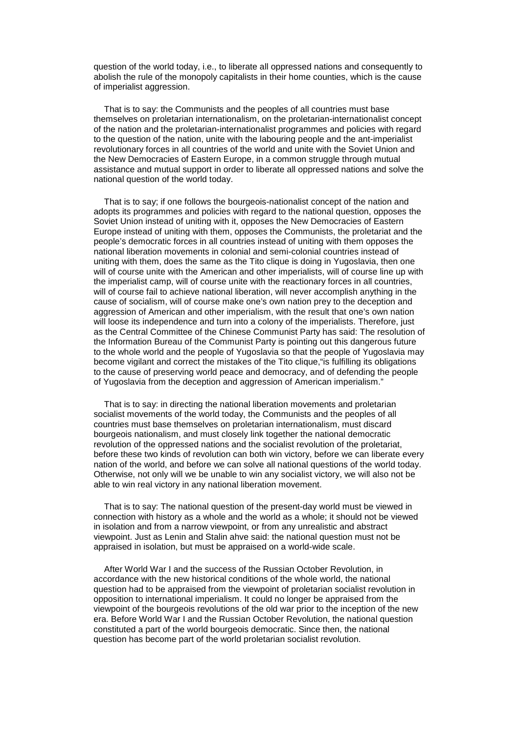question of the world today, i.e., to liberate all oppressed nations and consequently to abolish the rule of the monopoly capitalists in their home counties, which is the cause of imperialist aggression.

That is to say: the Communists and the peoples of all countries must base themselves on proletarian internationalism, on the proletarian-internationalist concept of the nation and the proletarian-internationalist programmes and policies with regard to the question of the nation, unite with the labouring people and the ant-imperialist revolutionary forces in all countries of the world and unite with the Soviet Union and the New Democracies of Eastern Europe, in a common struggle through mutual assistance and mutual support in order to liberate all oppressed nations and solve the national question of the world today.

That is to say; if one follows the bourgeois-nationalist concept of the nation and adopts its programmes and policies with regard to the national question, opposes the Soviet Union instead of uniting with it, opposes the New Democracies of Eastern Europe instead of uniting with them, opposes the Communists, the proletariat and the people's democratic forces in all countries instead of uniting with them opposes the national liberation movements in colonial and semi-colonial countries instead of uniting with them, does the same as the Tito clique is doing in Yugoslavia, then one will of course unite with the American and other imperialists, will of course line up with the imperialist camp, will of course unite with the reactionary forces in all countries, will of course fail to achieve national liberation, will never accomplish anything in the cause of socialism, will of course make one's own nation prey to the deception and aggression of American and other imperialism, with the result that one's own nation will loose its independence and turn into a colony of the imperialists. Therefore, just as the Central Committee of the Chinese Communist Party has said: The resolution of the Information Bureau of the Communist Party is pointing out this dangerous future to the whole world and the people of Yugoslavia so that the people of Yugoslavia may become vigilant and correct the mistakes of the Tito clique,"is fulfilling its obligations to the cause of preserving world peace and democracy, and of defending the people of Yugoslavia from the deception and aggression of American imperialism."

That is to say: in directing the national liberation movements and proletarian socialist movements of the world today, the Communists and the peoples of all countries must base themselves on proletarian internationalism, must discard bourgeois nationalism, and must closely link together the national democratic revolution of the oppressed nations and the socialist revolution of the proletariat, before these two kinds of revolution can both win victory, before we can liberate every nation of the world, and before we can solve all national questions of the world today. Otherwise, not only will we be unable to win any socialist victory, we will also not be able to win real victory in any national liberation movement.

That is to say: The national question of the present-day world must be viewed in connection with history as a whole and the world as a whole; it should not be viewed in isolation and from a narrow viewpoint, or from any unrealistic and abstract viewpoint. Just as Lenin and Stalin ahve said: the national question must not be appraised in isolation, but must be appraised on a world-wide scale.

After World War I and the success of the Russian October Revolution, in accordance with the new historical conditions of the whole world, the national question had to be appraised from the viewpoint of proletarian socialist revolution in opposition to international imperialism. It could no longer be appraised from the viewpoint of the bourgeois revolutions of the old war prior to the inception of the new era. Before World War I and the Russian October Revolution, the national question constituted a part of the world bourgeois democratic. Since then, the national question has become part of the world proletarian socialist revolution.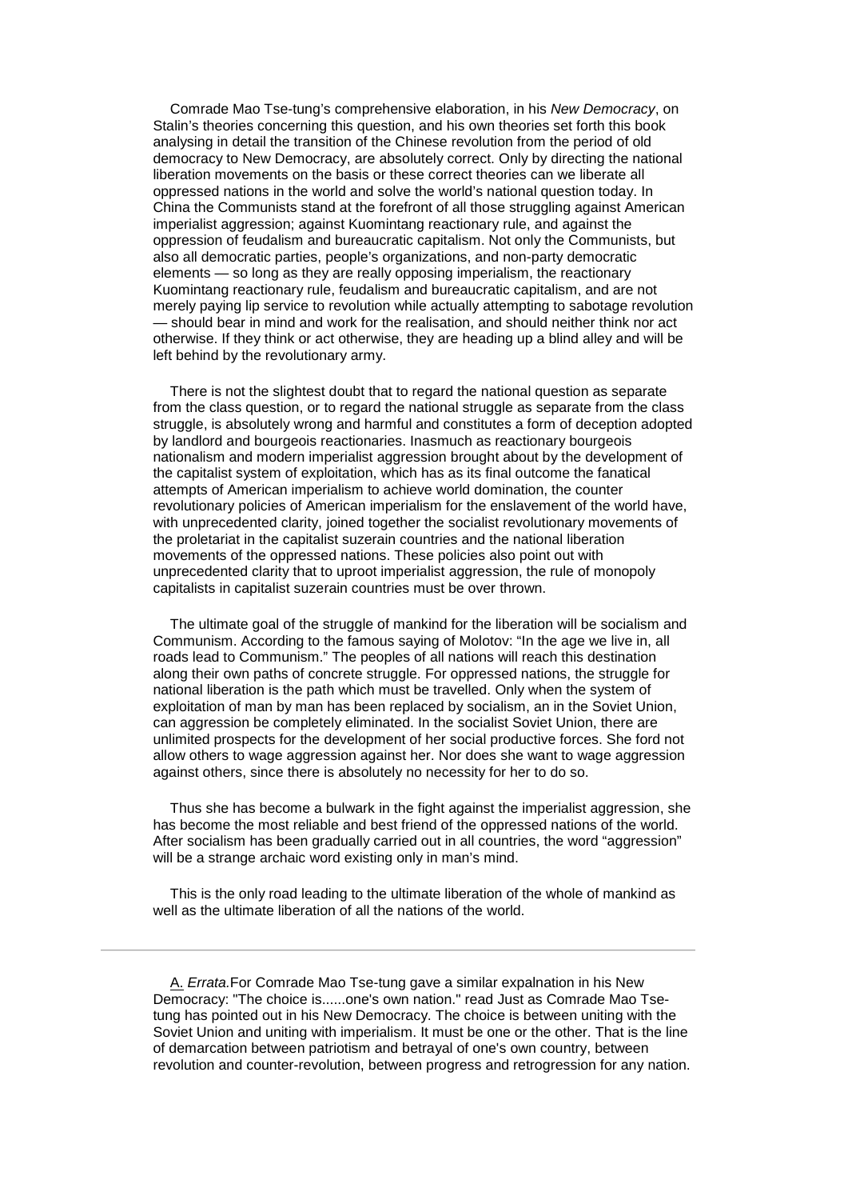Comrade Mao Tse-tung's comprehensive elaboration, in his *New Democracy*, on Stalin's theories concerning this question, and his own theories set forth this book analysing in detail the transition of the Chinese revolution from the period of old democracy to New Democracy, are absolutely correct. Only by directing the national liberation movements on the basis or these correct theories can we liberate all oppressed nations in the world and solve the world's national question today. In China the Communists stand at the forefront of all those struggling against American imperialist aggression; against Kuomintang reactionary rule, and against the oppression of feudalism and bureaucratic capitalism. Not only the Communists, but also all democratic parties, people's organizations, and non-party democratic elements — so long as they are really opposing imperialism, the reactionary Kuomintang reactionary rule, feudalism and bureaucratic capitalism, and are not merely paying lip service to revolution while actually attempting to sabotage revolution — should bear in mind and work for the realisation, and should neither think nor act otherwise. If they think or act otherwise, they are heading up a blind alley and will be left behind by the revolutionary army.

There is not the slightest doubt that to regard the national question as separate from the class question, or to regard the national struggle as separate from the class struggle, is absolutely wrong and harmful and constitutes a form of deception adopted by landlord and bourgeois reactionaries. Inasmuch as reactionary bourgeois nationalism and modern imperialist aggression brought about by the development of the capitalist system of exploitation, which has as its final outcome the fanatical attempts of American imperialism to achieve world domination, the counter revolutionary policies of American imperialism for the enslavement of the world have, with unprecedented clarity, joined together the socialist revolutionary movements of the proletariat in the capitalist suzerain countries and the national liberation movements of the oppressed nations. These policies also point out with unprecedented clarity that to uproot imperialist aggression, the rule of monopoly capitalists in capitalist suzerain countries must be over thrown.

The ultimate goal of the struggle of mankind for the liberation will be socialism and Communism. According to the famous saying of Molotov: "In the age we live in, all roads lead to Communism." The peoples of all nations will reach this destination along their own paths of concrete struggle. For oppressed nations, the struggle for national liberation is the path which must be travelled. Only when the system of exploitation of man by man has been replaced by socialism, an in the Soviet Union, can aggression be completely eliminated. In the socialist Soviet Union, there are unlimited prospects for the development of her social productive forces. She ford not allow others to wage aggression against her. Nor does she want to wage aggression against others, since there is absolutely no necessity for her to do so.

Thus she has become a bulwark in the fight against the imperialist aggression, she has become the most reliable and best friend of the oppressed nations of the world. After socialism has been gradually carried out in all countries, the word "aggression" will be a strange archaic word existing only in man's mind.

This is the only road leading to the ultimate liberation of the whole of mankind as well as the ultimate liberation of all the nations of the world.

---

A. *Errata.* For Comrade Mao Tse-tung gave a similar expalnation in his New Democracy: "The choice is......one's own nation." read Just as Comrade Mao Tse-tung has pointed out in his New Democracy. The choice is between uniting with the Soviet Union and uniting with imperialism. It must be one or the other. That is the line of demarcation between patriotism and betrayal of one's own country, between revolution and counter-revolution, between progress and retrogression for any nation.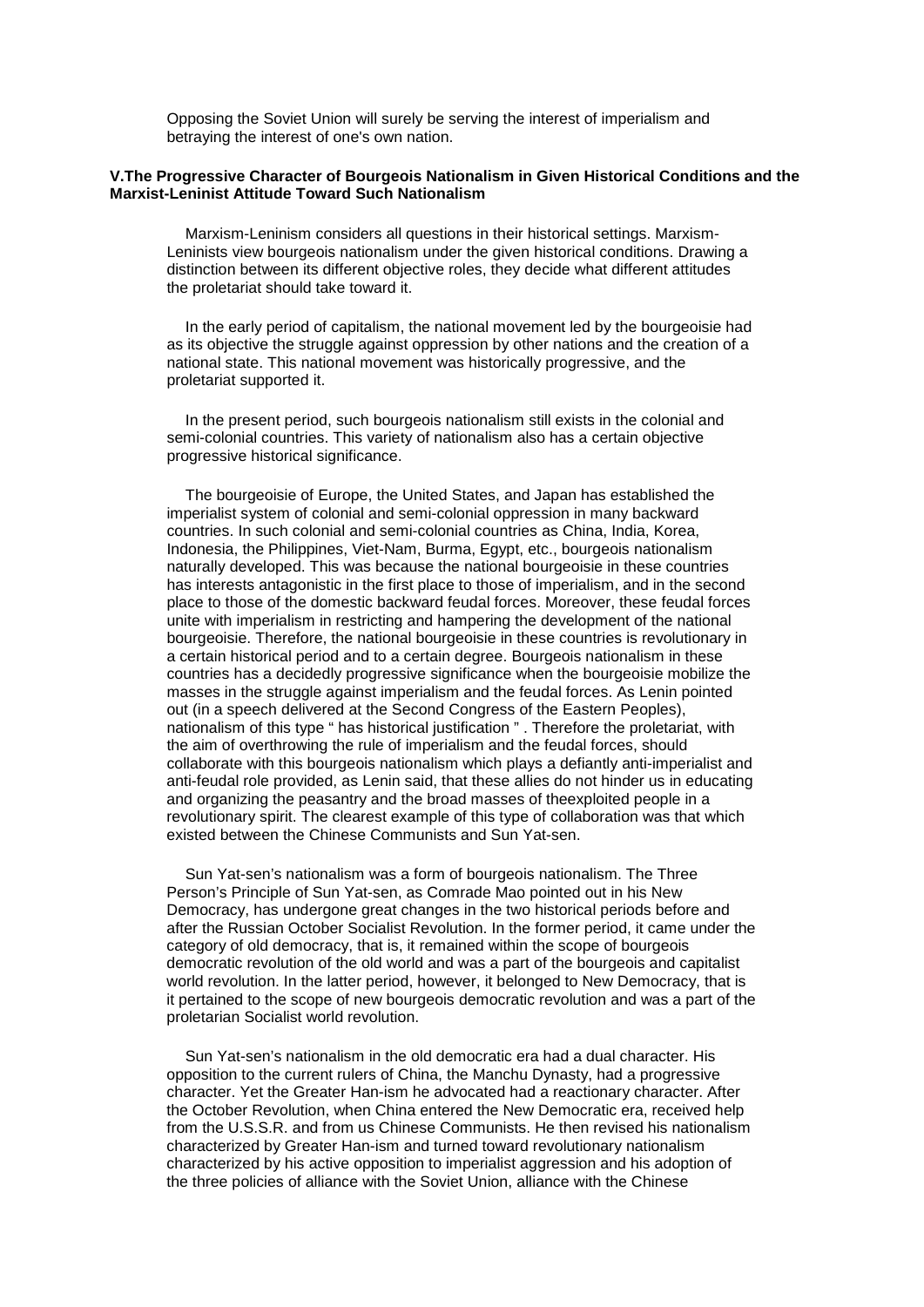Opposing the Soviet Union will surely be serving the interest of imperialism and betraying the interest of one's own nation.

### V.The Progressive Character of Bourgeois Nationalism in Given Historical Conditions and the Marxist-Leninist Attitude Toward Such Nationalism

Marxism-Leninism considers all questions in their historical settings. Marxism-Leninists view bourgeois nationalism under the given historical conditions. Drawing a distinction between its different objective roles, they decide what different attitudes the proletariat should take toward it.

In the early period of capitalism, the national movement led by the bourgeoisie had as its objective the struggle against oppression by other nations and the creation of a national state. This national movement was historically progressive, and the proletariat supported it.

In the present period, such bourgeois nationalism still exists in the colonial and semi-colonial countries. This variety of nationalism also has a certain objective progressive historical significance.

The bourgeoisie of Europe, the United States, and Japan has established the imperialist system of colonial and semi-colonial oppression in many backward countries. In such colonial and semi-colonial countries as China, India, Korea, Indonesia, the Philippines, Viet-Nam, Burma, Egypt, etc., bourgeois nationalism naturally developed. This was because the national bourgeoisie in these countries has interests antagonistic in the first place to those of imperialism, and in the second place to those of the domestic backward feudal forces. Moreover, these feudal forces unite with imperialism in restricting and hampering the development of the national bourgeoisie. Therefore, the national bourgeoisie in these countries is revolutionary in a certain historical period and to a certain degree. Bourgeois nationalism in these countries has a decidedly progressive significance when the bourgeoisie mobilize the masses in the struggle against imperialism and the feudal forces. As Lenin pointed out (in a speech delivered at the Second Congress of the Eastern Peoples), nationalism of this type " has historical justification " . Therefore the proletariat, with the aim of overthrowing the rule of imperialism and the feudal forces, should collaborate with this bourgeois nationalism which plays a defiantly anti-imperialist and anti-feudal role provided, as Lenin said, that these allies do not hinder us in educating and organizing the peasantry and the broad masses of theexploited people in a revolutionary spirit. The clearest example of this type of collaboration was that which existed between the Chinese Communists and Sun Yat-sen.

Sun Yat-sen's nationalism was a form of bourgeois nationalism. The Three Person's Principle of Sun Yat-sen, as Comrade Mao pointed out in his New Democracy, has undergone great changes in the two historical periods before and after the Russian October Socialist Revolution. In the former period, it came under the category of old democracy, that is, it remained within the scope of bourgeois democratic revolution of the old world and was a part of the bourgeois and capitalist world revolution. In the latter period, however, it belonged to New Democracy, that is it pertained to the scope of new bourgeois democratic revolution and was a part of the proletarian Socialist world revolution.

Sun Yat-sen's nationalism in the old democratic era had a dual character. His opposition to the current rulers of China, the Manchu Dynasty, had a progressive character. Yet the Greater Han-ism he advocated had a reactionary character. After the October Revolution, when China entered the New Democratic era, received help from the U.S.S.R. and from us Chinese Communists. He then revised his nationalism characterized by Greater Han-ism and turned toward revolutionary nationalism characterized by his active opposition to imperialist aggression and his adoption of the three policies of alliance with the Soviet Union, alliance with the Chinese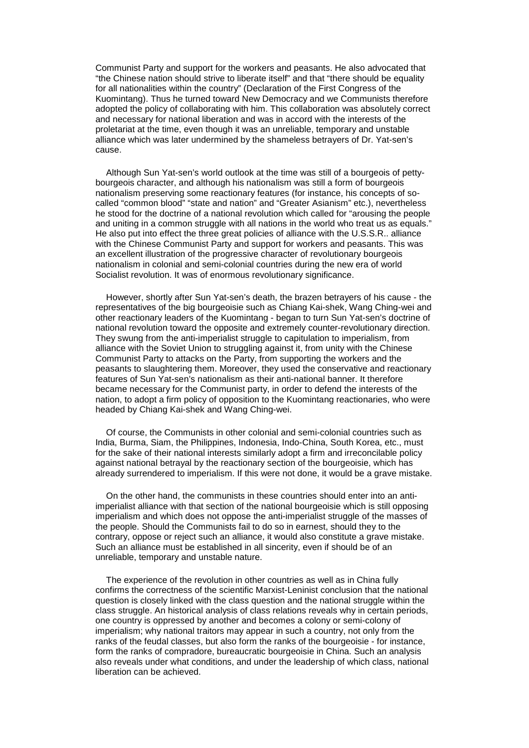Communist Party and support for the workers and peasants. He also advocated that "the Chinese nation should strive to liberate itself" and that "there should be equality for all nationalities within the country" (Declaration of the First Congress of the Kuomintang). Thus he turned toward New Democracy and we Communists therefore adopted the policy of collaborating with him. This collaboration was absolutely correct and necessary for national liberation and was in accord with the interests of the proletariat at the time, even though it was an unreliable, temporary and unstable alliance which was later undermined by the shameless betrayers of Dr. Yat-sen's cause.

Although Sun Yat-sen's world outlook at the time was still of a bourgeois of petty-bourgeois character, and although his nationalism was still a form of bourgeois nationalism preserving some reactionary features (for instance, his concepts of so-called "common blood" "state and nation" and "Greater Asianism" etc.), nevertheless he stood for the doctrine of a national revolution which called for "arousing the people and uniting in a common struggle with all nations in the world who treat us as equals." He also put into effect the three great policies of alliance with the U.S.S.R.. alliance with the Chinese Communist Party and support for workers and peasants. This was an excellent illustration of the progressive character of revolutionary bourgeois nationalism in colonial and semi-colonial countries during the new era of world Socialist revolution. It was of enormous revolutionary significance.

However, shortly after Sun Yat-sen's death, the brazen betrayers of his cause - the representatives of the big bourgeoisie such as Chiang Kai-shek, Wang Ching-wei and other reactionary leaders of the Kuomintang - began to turn Sun Yat-sen's doctrine of national revolution toward the opposite and extremely counter-revolutionary direction. They swung from the anti-imperialist struggle to capitulation to imperialism, from alliance with the Soviet Union to struggling against it, from unity with the Chinese Communist Party to attacks on the Party, from supporting the workers and the peasants to slaughtering them. Moreover, they used the conservative and reactionary features of Sun Yat-sen's nationalism as their anti-national banner. It therefore became necessary for the Communist party, in order to defend the interests of the nation, to adopt a firm policy of opposition to the Kuomintang reactionaries, who were headed by Chiang Kai-shek and Wang Ching-wei.

Of course, the Communists in other colonial and semi-colonial countries such as India, Burma, Siam, the Philippines, Indonesia, Indo-China, South Korea, etc., must for the sake of their national interests similarly adopt a firm and irreconcilable policy against national betrayal by the reactionary section of the bourgeoisie, which has already surrendered to imperialism. If this were not done, it would be a grave mistake.

On the other hand, the communists in these countries should enter into an anti-imperialist alliance with that section of the national bourgeoisie which is still opposing imperialism and which does not oppose the anti-imperialist struggle of the masses of the people. Should the Communists fail to do so in earnest, should they to the contrary, oppose or reject such an alliance, it would also constitute a grave mistake. Such an alliance must be established in all sincerity, even if should be of an unreliable, temporary and unstable nature.

The experience of the revolution in other countries as well as in China fully confirms the correctness of the scientific Marxist-Leninist conclusion that the national question is closely linked with the class question and the national struggle within the class struggle. An historical analysis of class relations reveals why in certain periods, one country is oppressed by another and becomes a colony or semi-colony of imperialism; why national traitors may appear in such a country, not only from the ranks of the feudal classes, but also form the ranks of the bourgeoisie - for instance, form the ranks of compradore, bureaucratic bourgeoisie in China. Such an analysis also reveals under what conditions, and under the leadership of which class, national liberation can be achieved.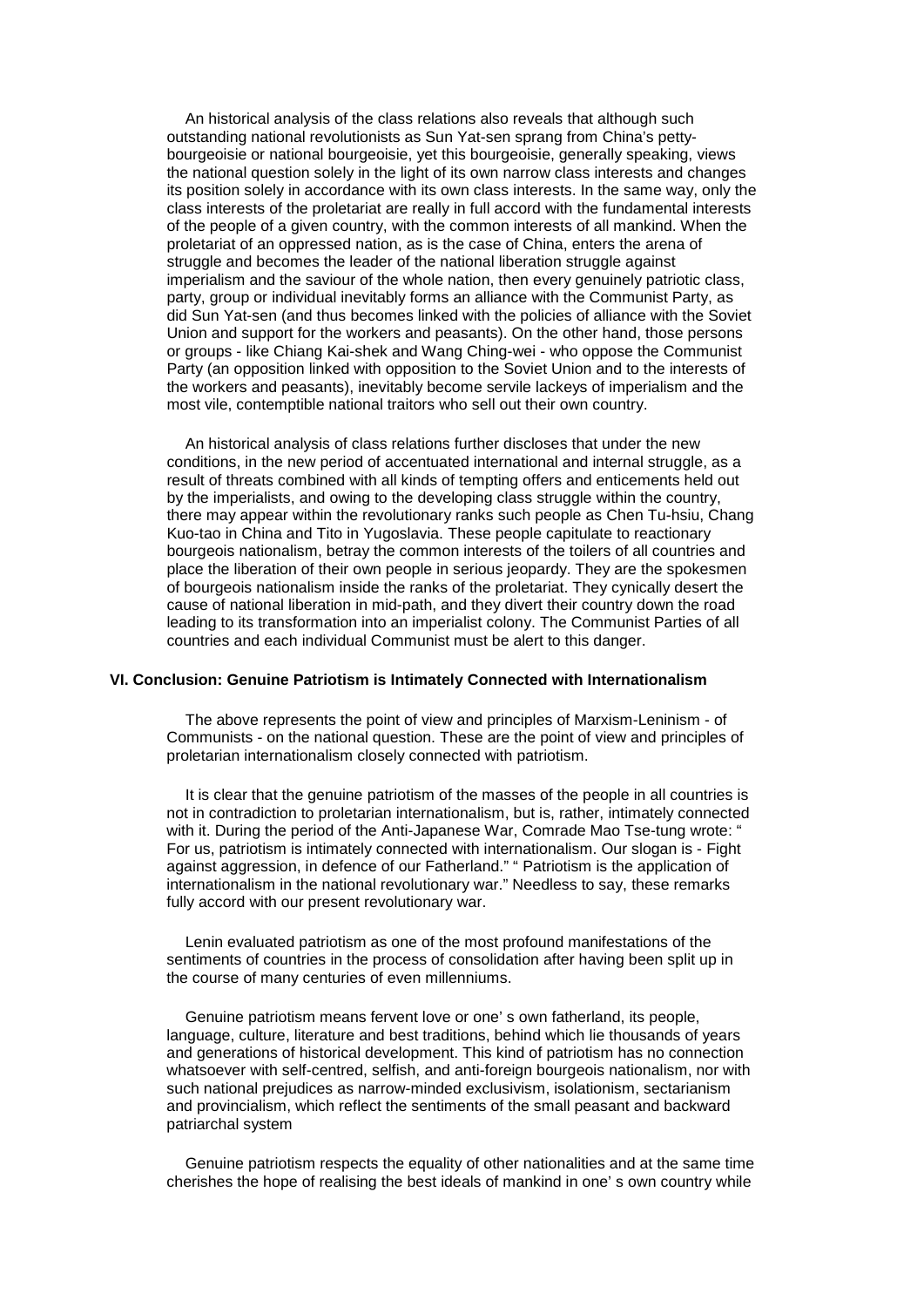An historical analysis of the class relations also reveals that although such outstanding national revolutionists as Sun Yat-sen sprang from China's petty-bourgeoisie or national bourgeoisie, yet this bourgeoisie, generally speaking, views the national question solely in the light of its own narrow class interests and changes its position solely in accordance with its own class interests. In the same way, only the class interests of the proletariat are really in full accord with the fundamental interests of the people of a given country, with the common interests of all mankind. When the proletariat of an oppressed nation, as is the case of China, enters the arena of struggle and becomes the leader of the national liberation struggle against imperialism and the saviour of the whole nation, then every genuinely patriotic class, party, group or individual inevitably forms an alliance with the Communist Party, as did Sun Yat-sen (and thus becomes linked with the policies of alliance with the Soviet Union and support for the workers and peasants). On the other hand, those persons or groups - like Chiang Kai-shek and Wang Ching-wei - who oppose the Communist Party (an opposition linked with opposition to the Soviet Union and to the interests of the workers and peasants), inevitably become servile lackeys of imperialism and the most vile, contemptible national traitors who sell out their own country.

An historical analysis of class relations further discloses that under the new conditions, in the new period of accentuated international and internal struggle, as a result of threats combined with all kinds of tempting offers and enticements held out by the imperialists, and owing to the developing class struggle within the country, there may appear within the revolutionary ranks such people as Chen Tu-hsiu, Chang Kuo-tao in China and Tito in Yugoslavia. These people capitulate to reactionary bourgeois nationalism, betray the common interests of the toilers of all countries and place the liberation of their own people in serious jeopardy. They are the spokesmen of bourgeois nationalism inside the ranks of the proletariat. They cynically desert the cause of national liberation in mid-path, and they divert their country down the road leading to its transformation into an imperialist colony. The Communist Parties of all countries and each individual Communist must be alert to this danger.

### VI. Conclusion: Genuine Patriotism is Intimately Connected with Internationalism

The above represents the point of view and principles of Marxism-Leninism - of Communists - on the national question. These are the point of view and principles of proletarian internationalism closely connected with patriotism.

It is clear that the genuine patriotism of the masses of the people in all countries is not in contradiction to proletarian internationalism, but is, rather, intimately connected with it. During the period of the Anti-Japanese War, Comrade Mao Tse-tung wrote: " For us, patriotism is intimately connected with internationalism. Our slogan is - Fight against aggression, in defence of our Fatherland." " Patriotism is the application of internationalism in the national revolutionary war." Needless to say, these remarks fully accord with our present revolutionary war.

Lenin evaluated patriotism as one of the most profound manifestations of the sentiments of countries in the process of consolidation after having been split up in the course of many centuries of even millenniums.

Genuine patriotism means fervent love or one' s own fatherland, its people, language, culture, literature and best traditions, behind which lie thousands of years and generations of historical development. This kind of patriotism has no connection whatsoever with self-centred, selfish, and anti-foreign bourgeois nationalism, nor with such national prejudices as narrow-minded exclusivism, isolationism, sectarianism and provincialism, which reflect the sentiments of the small peasant and backward patriarchal system

Genuine patriotism respects the equality of other nationalities and at the same time cherishes the hope of realising the best ideals of mankind in one' s own country while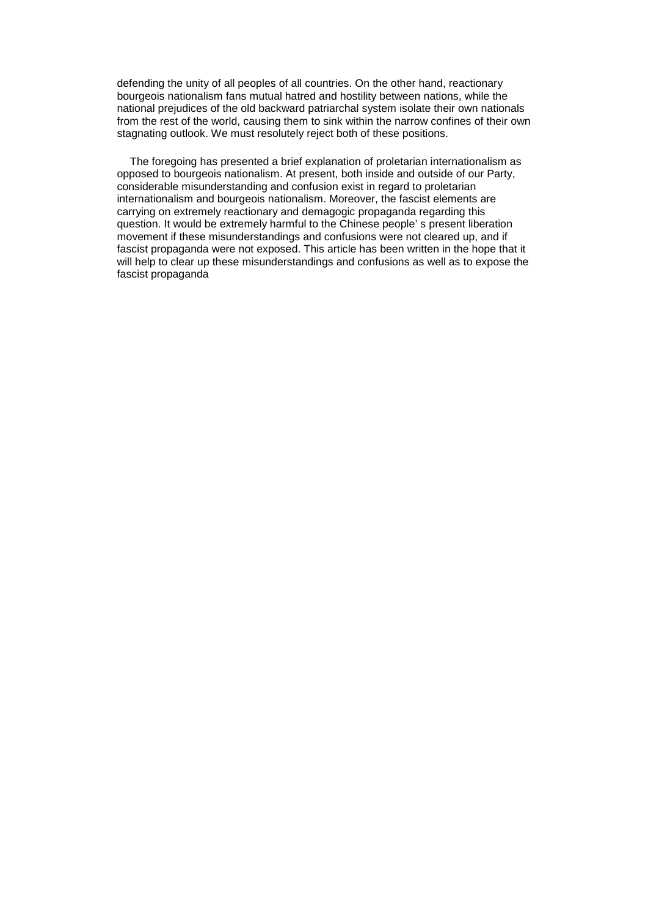defending the unity of all peoples of all countries. On the other hand, reactionary bourgeois nationalism fans mutual hatred and hostility between nations, while the national prejudices of the old backward patriarchal system isolate their own nationals from the rest of the world, causing them to sink within the narrow confines of their own stagnating outlook. We must resolutely reject both of these positions.

The foregoing has presented a brief explanation of proletarian internationalism as opposed to bourgeois nationalism. At present, both inside and outside of our Party, considerable misunderstanding and confusion exist in regard to proletarian internationalism and bourgeois nationalism. Moreover, the fascist elements are carrying on extremely reactionary and demagogic propaganda regarding this question. It would be extremely harmful to the Chinese people' s present liberation movement if these misunderstandings and confusions were not cleared up, and if fascist propaganda were not exposed. This article has been written in the hope that it will help to clear up these misunderstandings and confusions as well as to expose the fascist propaganda